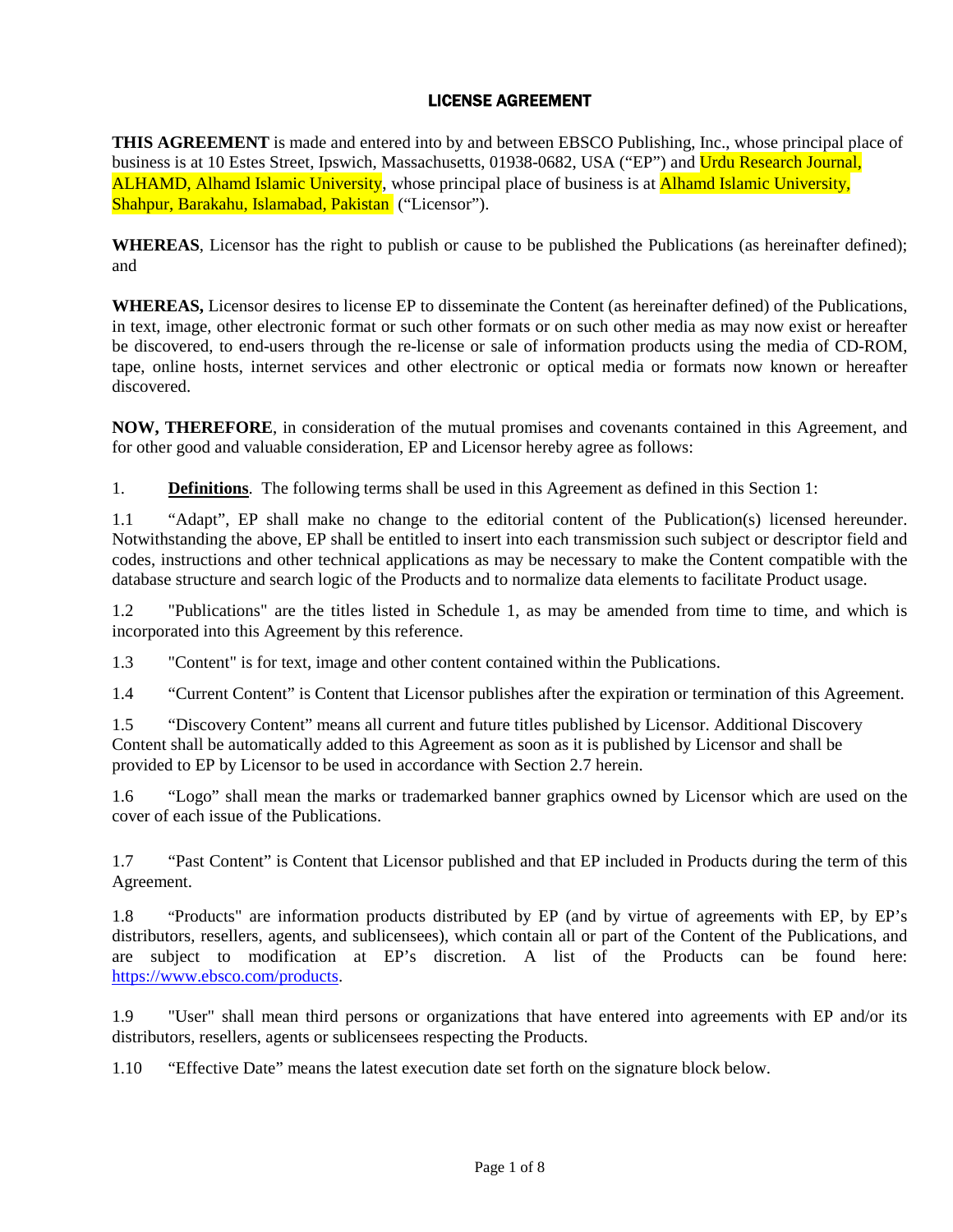# LICENSE AGREEMENT

**THIS AGREEMENT** is made and entered into by and between EBSCO Publishing, Inc., whose principal place of business is at 10 Estes Street, Ipswich, Massachusetts, 01938-0682, USA ("EP") and Urdu Research Journal, ALHAMD, Alhamd Islamic University, whose principal place of business is at Alhamd Islamic University, Shahpur, Barakahu, Islamabad, Pakistan ("Licensor").

**WHEREAS**, Licensor has the right to publish or cause to be published the Publications (as hereinafter defined); and

**WHEREAS,** Licensor desires to license EP to disseminate the Content (as hereinafter defined) of the Publications, in text, image, other electronic format or such other formats or on such other media as may now exist or hereafter be discovered, to end-users through the re-license or sale of information products using the media of CD-ROM, tape, online hosts, internet services and other electronic or optical media or formats now known or hereafter discovered.

**NOW, THEREFORE**, in consideration of the mutual promises and covenants contained in this Agreement, and for other good and valuable consideration, EP and Licensor hereby agree as follows:

1. **Definitions**. The following terms shall be used in this Agreement as defined in this Section 1:

1.1 "Adapt", EP shall make no change to the editorial content of the Publication(s) licensed hereunder. Notwithstanding the above, EP shall be entitled to insert into each transmission such subject or descriptor field and codes, instructions and other technical applications as may be necessary to make the Content compatible with the database structure and search logic of the Products and to normalize data elements to facilitate Product usage.

1.2 "Publications" are the titles listed in Schedule 1, as may be amended from time to time, and which is incorporated into this Agreement by this reference.

1.3 "Content" is for text, image and other content contained within the Publications.

1.4 "Current Content" is Content that Licensor publishes after the expiration or termination of this Agreement.

1.5 "Discovery Content" means all current and future titles published by Licensor. Additional Discovery Content shall be automatically added to this Agreement as soon as it is published by Licensor and shall be provided to EP by Licensor to be used in accordance with Section 2.7 herein.

1.6 "Logo" shall mean the marks or trademarked banner graphics owned by Licensor which are used on the cover of each issue of the Publications.

1.7 "Past Content" is Content that Licensor published and that EP included in Products during the term of this Agreement.

1.8 "Products" are information products distributed by EP (and by virtue of agreements with EP, by EP's distributors, resellers, agents, and sublicensees), which contain all or part of the Content of the Publications, and are subject to modification at EP's discretion. A list of the Products can be found here: https://www.ebsco.com/products.

1.9 "User" shall mean third persons or organizations that have entered into agreements with EP and/or its distributors, resellers, agents or sublicensees respecting the Products.

1.10 "Effective Date" means the latest execution date set forth on the signature block below.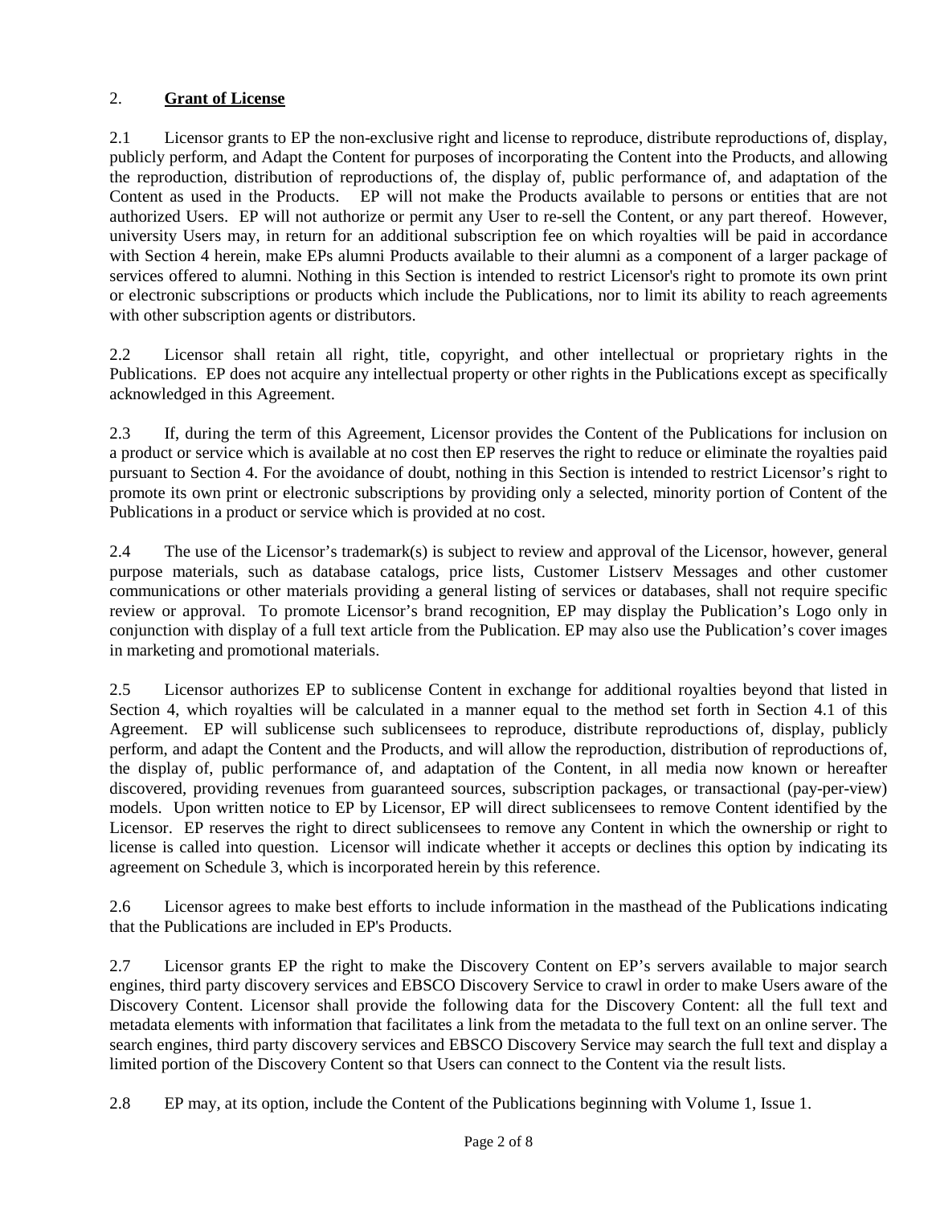## 2. **Grant of License**

2.1 Licensor grants to EP the non-exclusive right and license to reproduce, distribute reproductions of, display, publicly perform, and Adapt the Content for purposes of incorporating the Content into the Products, and allowing the reproduction, distribution of reproductions of, the display of, public performance of, and adaptation of the Content as used in the Products. EP will not make the Products available to persons or entities that are not authorized Users. EP will not authorize or permit any User to re-sell the Content, or any part thereof. However, university Users may, in return for an additional subscription fee on which royalties will be paid in accordance with Section 4 herein, make EPs alumni Products available to their alumni as a component of a larger package of services offered to alumni. Nothing in this Section is intended to restrict Licensor's right to promote its own print or electronic subscriptions or products which include the Publications, nor to limit its ability to reach agreements with other subscription agents or distributors.

2.2 Licensor shall retain all right, title, copyright, and other intellectual or proprietary rights in the Publications. EP does not acquire any intellectual property or other rights in the Publications except as specifically acknowledged in this Agreement.

2.3 If, during the term of this Agreement, Licensor provides the Content of the Publications for inclusion on a product or service which is available at no cost then EP reserves the right to reduce or eliminate the royalties paid pursuant to Section 4. For the avoidance of doubt, nothing in this Section is intended to restrict Licensor's right to promote its own print or electronic subscriptions by providing only a selected, minority portion of Content of the Publications in a product or service which is provided at no cost.

2.4 The use of the Licensor's trademark(s) is subject to review and approval of the Licensor, however, general purpose materials, such as database catalogs, price lists, Customer Listserv Messages and other customer communications or other materials providing a general listing of services or databases, shall not require specific review or approval. To promote Licensor's brand recognition, EP may display the Publication's Logo only in conjunction with display of a full text article from the Publication. EP may also use the Publication's cover images in marketing and promotional materials.

2.5 Licensor authorizes EP to sublicense Content in exchange for additional royalties beyond that listed in Section 4, which royalties will be calculated in a manner equal to the method set forth in Section 4.1 of this Agreement. EP will sublicense such sublicensees to reproduce, distribute reproductions of, display, publicly perform, and adapt the Content and the Products, and will allow the reproduction, distribution of reproductions of, the display of, public performance of, and adaptation of the Content, in all media now known or hereafter discovered, providing revenues from guaranteed sources, subscription packages, or transactional (pay-per-view) models. Upon written notice to EP by Licensor, EP will direct sublicensees to remove Content identified by the Licensor. EP reserves the right to direct sublicensees to remove any Content in which the ownership or right to license is called into question. Licensor will indicate whether it accepts or declines this option by indicating its agreement on Schedule 3, which is incorporated herein by this reference.

2.6 Licensor agrees to make best efforts to include information in the masthead of the Publications indicating that the Publications are included in EP's Products.

2.7 Licensor grants EP the right to make the Discovery Content on EP's servers available to major search engines, third party discovery services and EBSCO Discovery Service to crawl in order to make Users aware of the Discovery Content. Licensor shall provide the following data for the Discovery Content: all the full text and metadata elements with information that facilitates a link from the metadata to the full text on an online server. The search engines, third party discovery services and EBSCO Discovery Service may search the full text and display a limited portion of the Discovery Content so that Users can connect to the Content via the result lists.

2.8 EP may, at its option, include the Content of the Publications beginning with Volume 1, Issue 1.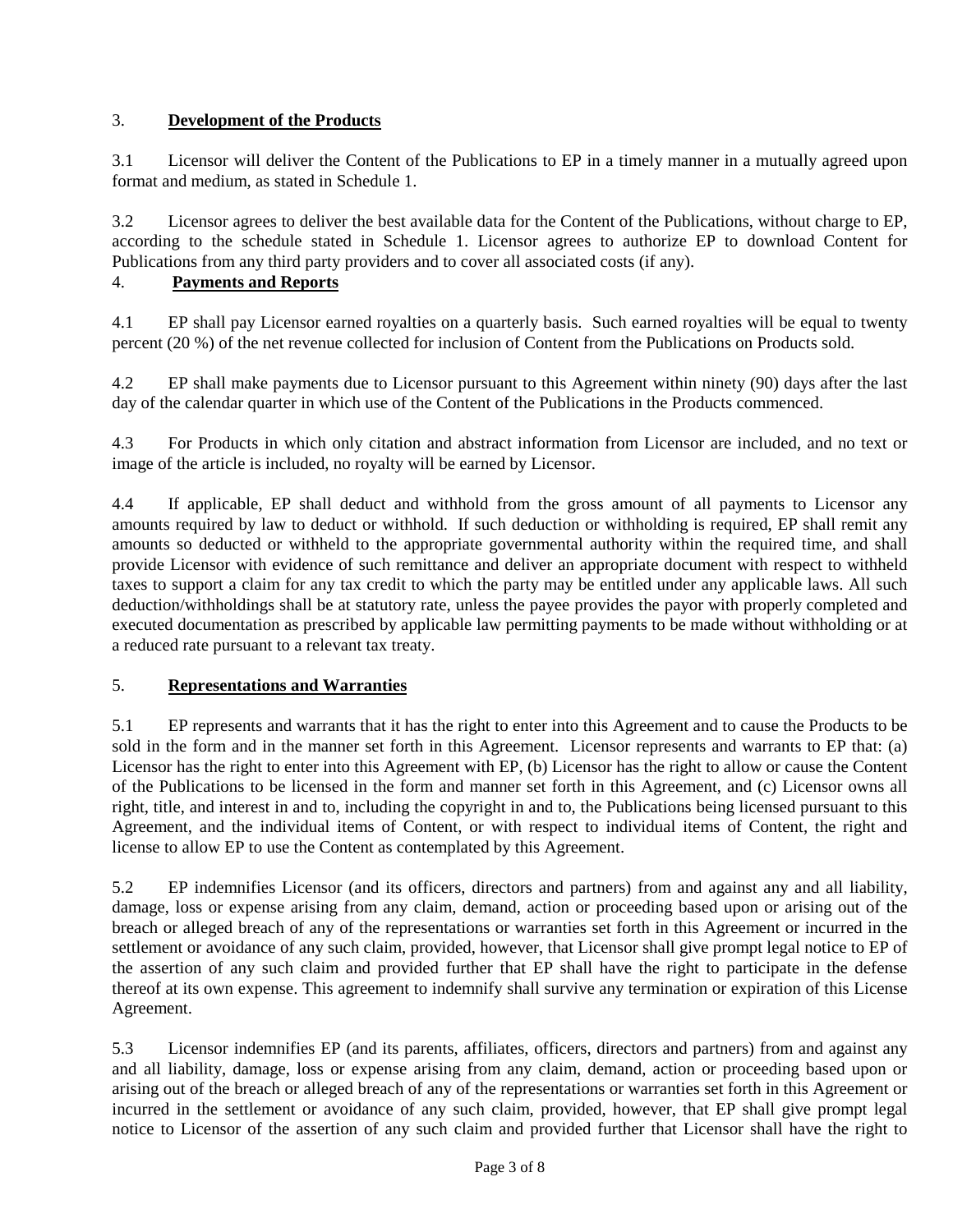## 3. **Development of the Products**

3.1 Licensor will deliver the Content of the Publications to EP in a timely manner in a mutually agreed upon format and medium, as stated in Schedule 1.

3.2 Licensor agrees to deliver the best available data for the Content of the Publications, without charge to EP, according to the schedule stated in Schedule 1. Licensor agrees to authorize EP to download Content for Publications from any third party providers and to cover all associated costs (if any).

## 4. **Payments and Reports**

4.1 EP shall pay Licensor earned royalties on a quarterly basis. Such earned royalties will be equal to twenty percent (20 %) of the net revenue collected for inclusion of Content from the Publications on Products sold.

4.2 EP shall make payments due to Licensor pursuant to this Agreement within ninety (90) days after the last day of the calendar quarter in which use of the Content of the Publications in the Products commenced.

4.3 For Products in which only citation and abstract information from Licensor are included, and no text or image of the article is included, no royalty will be earned by Licensor.

4.4 If applicable, EP shall deduct and withhold from the gross amount of all payments to Licensor any amounts required by law to deduct or withhold. If such deduction or withholding is required, EP shall remit any amounts so deducted or withheld to the appropriate governmental authority within the required time, and shall provide Licensor with evidence of such remittance and deliver an appropriate document with respect to withheld taxes to support a claim for any tax credit to which the party may be entitled under any applicable laws. All such deduction/withholdings shall be at statutory rate, unless the payee provides the payor with properly completed and executed documentation as prescribed by applicable law permitting payments to be made without withholding or at a reduced rate pursuant to a relevant tax treaty.

## 5. **Representations and Warranties**

5.1 EP represents and warrants that it has the right to enter into this Agreement and to cause the Products to be sold in the form and in the manner set forth in this Agreement. Licensor represents and warrants to EP that: (a) Licensor has the right to enter into this Agreement with EP, (b) Licensor has the right to allow or cause the Content of the Publications to be licensed in the form and manner set forth in this Agreement, and (c) Licensor owns all right, title, and interest in and to, including the copyright in and to, the Publications being licensed pursuant to this Agreement, and the individual items of Content, or with respect to individual items of Content, the right and license to allow EP to use the Content as contemplated by this Agreement.

5.2 EP indemnifies Licensor (and its officers, directors and partners) from and against any and all liability, damage, loss or expense arising from any claim, demand, action or proceeding based upon or arising out of the breach or alleged breach of any of the representations or warranties set forth in this Agreement or incurred in the settlement or avoidance of any such claim, provided, however, that Licensor shall give prompt legal notice to EP of the assertion of any such claim and provided further that EP shall have the right to participate in the defense thereof at its own expense. This agreement to indemnify shall survive any termination or expiration of this License Agreement.

5.3 Licensor indemnifies EP (and its parents, affiliates, officers, directors and partners) from and against any and all liability, damage, loss or expense arising from any claim, demand, action or proceeding based upon or arising out of the breach or alleged breach of any of the representations or warranties set forth in this Agreement or incurred in the settlement or avoidance of any such claim, provided, however, that EP shall give prompt legal notice to Licensor of the assertion of any such claim and provided further that Licensor shall have the right to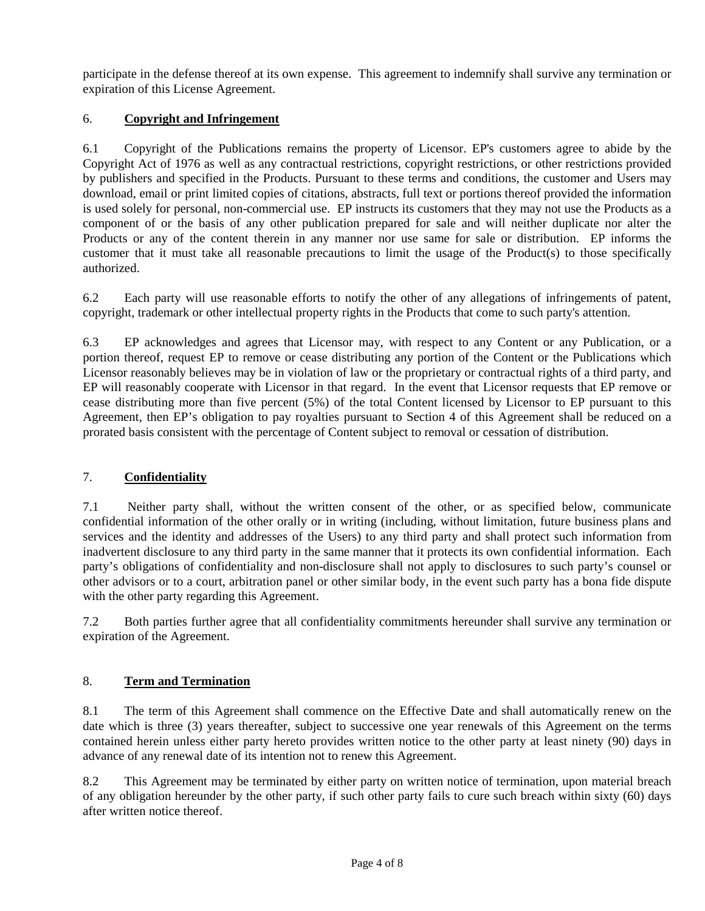participate in the defense thereof at its own expense. This agreement to indemnify shall survive any termination or expiration of this License Agreement.

## 6. **Copyright and Infringement**

6.1 Copyright of the Publications remains the property of Licensor. EP's customers agree to abide by the Copyright Act of 1976 as well as any contractual restrictions, copyright restrictions, or other restrictions provided by publishers and specified in the Products. Pursuant to these terms and conditions, the customer and Users may download, email or print limited copies of citations, abstracts, full text or portions thereof provided the information is used solely for personal, non-commercial use. EP instructs its customers that they may not use the Products as a component of or the basis of any other publication prepared for sale and will neither duplicate nor alter the Products or any of the content therein in any manner nor use same for sale or distribution. EP informs the customer that it must take all reasonable precautions to limit the usage of the Product(s) to those specifically authorized.

6.2 Each party will use reasonable efforts to notify the other of any allegations of infringements of patent, copyright, trademark or other intellectual property rights in the Products that come to such party's attention.

6.3 EP acknowledges and agrees that Licensor may, with respect to any Content or any Publication, or a portion thereof, request EP to remove or cease distributing any portion of the Content or the Publications which Licensor reasonably believes may be in violation of law or the proprietary or contractual rights of a third party, and EP will reasonably cooperate with Licensor in that regard. In the event that Licensor requests that EP remove or cease distributing more than five percent (5%) of the total Content licensed by Licensor to EP pursuant to this Agreement, then EP's obligation to pay royalties pursuant to Section 4 of this Agreement shall be reduced on a prorated basis consistent with the percentage of Content subject to removal or cessation of distribution.

## 7. **Confidentiality**

7.1 Neither party shall, without the written consent of the other, or as specified below, communicate confidential information of the other orally or in writing (including, without limitation, future business plans and services and the identity and addresses of the Users) to any third party and shall protect such information from inadvertent disclosure to any third party in the same manner that it protects its own confidential information. Each party's obligations of confidentiality and non-disclosure shall not apply to disclosures to such party's counsel or other advisors or to a court, arbitration panel or other similar body, in the event such party has a bona fide dispute with the other party regarding this Agreement.

7.2 Both parties further agree that all confidentiality commitments hereunder shall survive any termination or expiration of the Agreement.

## 8. **Term and Termination**

8.1 The term of this Agreement shall commence on the Effective Date and shall automatically renew on the date which is three (3) years thereafter, subject to successive one year renewals of this Agreement on the terms contained herein unless either party hereto provides written notice to the other party at least ninety (90) days in advance of any renewal date of its intention not to renew this Agreement.

8.2 This Agreement may be terminated by either party on written notice of termination, upon material breach of any obligation hereunder by the other party, if such other party fails to cure such breach within sixty (60) days after written notice thereof.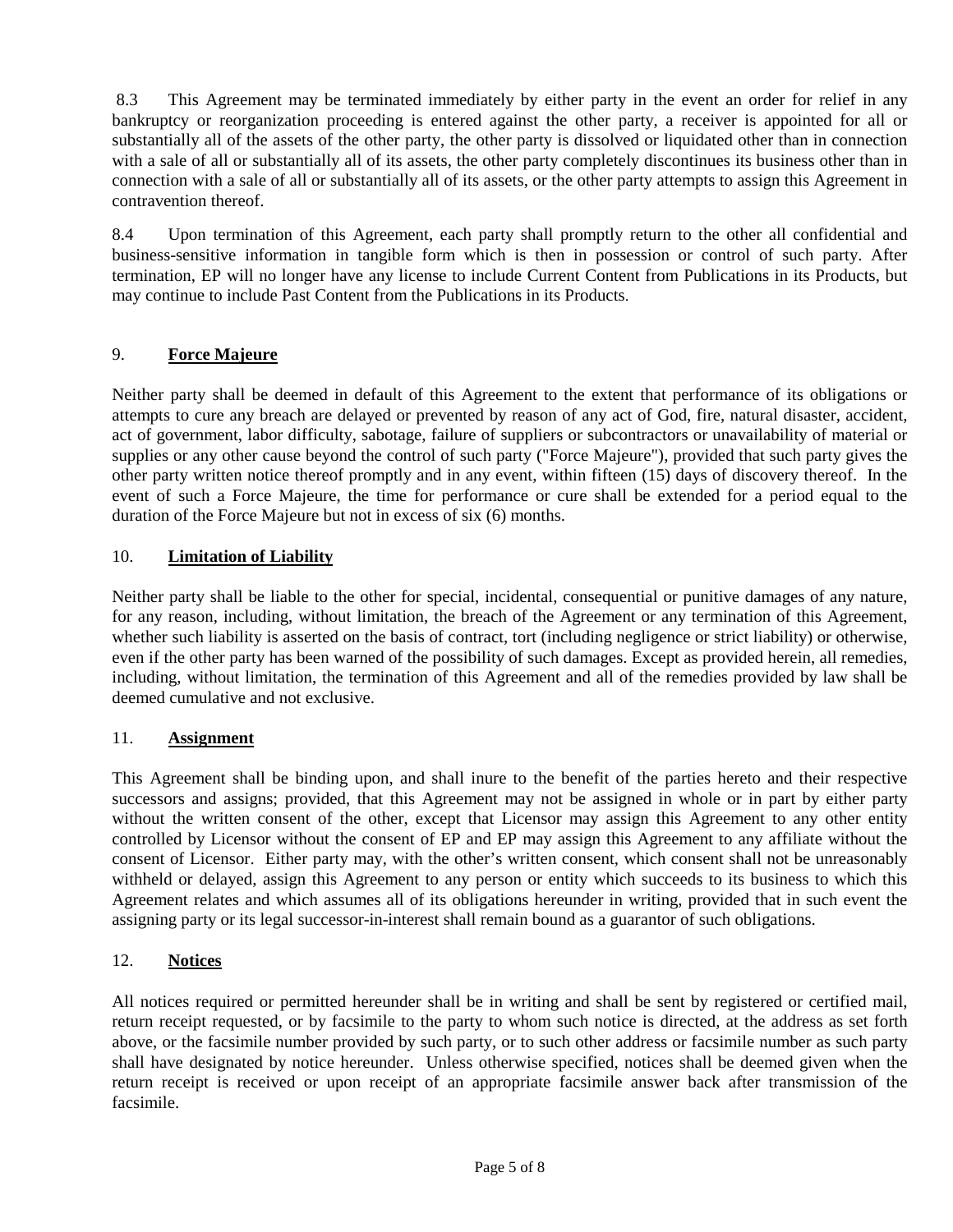8.3 This Agreement may be terminated immediately by either party in the event an order for relief in any bankruptcy or reorganization proceeding is entered against the other party, a receiver is appointed for all or substantially all of the assets of the other party, the other party is dissolved or liquidated other than in connection with a sale of all or substantially all of its assets, the other party completely discontinues its business other than in connection with a sale of all or substantially all of its assets, or the other party attempts to assign this Agreement in contravention thereof.

8.4 Upon termination of this Agreement, each party shall promptly return to the other all confidential and business-sensitive information in tangible form which is then in possession or control of such party. After termination, EP will no longer have any license to include Current Content from Publications in its Products, but may continue to include Past Content from the Publications in its Products.

## 9. **Force Majeure**

Neither party shall be deemed in default of this Agreement to the extent that performance of its obligations or attempts to cure any breach are delayed or prevented by reason of any act of God, fire, natural disaster, accident, act of government, labor difficulty, sabotage, failure of suppliers or subcontractors or unavailability of material or supplies or any other cause beyond the control of such party ("Force Majeure"), provided that such party gives the other party written notice thereof promptly and in any event, within fifteen (15) days of discovery thereof. In the event of such a Force Majeure, the time for performance or cure shall be extended for a period equal to the duration of the Force Majeure but not in excess of six (6) months.

## 10. **Limitation of Liability**

Neither party shall be liable to the other for special, incidental, consequential or punitive damages of any nature, for any reason, including, without limitation, the breach of the Agreement or any termination of this Agreement, whether such liability is asserted on the basis of contract, tort (including negligence or strict liability) or otherwise, even if the other party has been warned of the possibility of such damages. Except as provided herein, all remedies, including, without limitation, the termination of this Agreement and all of the remedies provided by law shall be deemed cumulative and not exclusive.

## 11. **Assignment**

This Agreement shall be binding upon, and shall inure to the benefit of the parties hereto and their respective successors and assigns; provided, that this Agreement may not be assigned in whole or in part by either party without the written consent of the other, except that Licensor may assign this Agreement to any other entity controlled by Licensor without the consent of EP and EP may assign this Agreement to any affiliate without the consent of Licensor. Either party may, with the other's written consent, which consent shall not be unreasonably withheld or delayed, assign this Agreement to any person or entity which succeeds to its business to which this Agreement relates and which assumes all of its obligations hereunder in writing, provided that in such event the assigning party or its legal successor-in-interest shall remain bound as a guarantor of such obligations.

## 12. **Notices**

All notices required or permitted hereunder shall be in writing and shall be sent by registered or certified mail, return receipt requested, or by facsimile to the party to whom such notice is directed, at the address as set forth above, or the facsimile number provided by such party, or to such other address or facsimile number as such party shall have designated by notice hereunder. Unless otherwise specified, notices shall be deemed given when the return receipt is received or upon receipt of an appropriate facsimile answer back after transmission of the facsimile.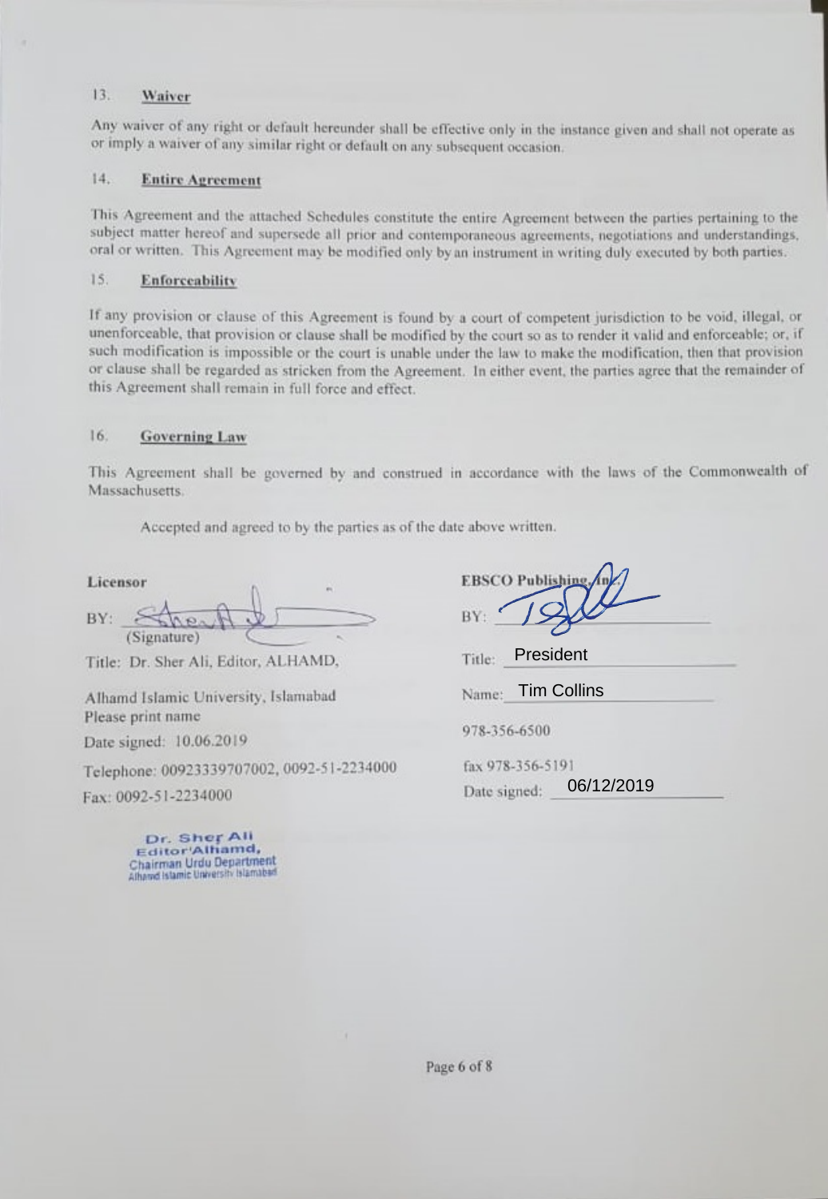### 13. **Waiver**

Any waiver of any right or default hereunder shall be effective only in the instance given and shall not operate as or imply a waiver of any similar right or default on any subsequent occasion.

### 14. **Entire Agreement**

This Agreement and the attached Schedules constitute the entire Agreement between the parties pertaining to the subject matter hereof and supersede all prior and contemporaneous agreements, negotiations and understandings, oral or written. This Agreement may be modified only by an instrument in writing duly executed by both parties.

### 15. **Enforceability**

If any provision or clause of this Agreement is found by a court of competent jurisdiction to be void, illegal, or unenforceable, that provision or clause shall be modified by the court so as to render it valid and enforceable; or, if such modification is impossible or the court is unable under the law to make the modification, then that provision or clause shall be regarded as stricken from the Agreement. In either event, the parties agree that the remainder of this Agreement shall remain in full force and effect.

### 16. **Governing Law**

This Agreement shall be governed by and construed in accordance with the laws of the Commonwealth of Massachusetts.

Accepted and agreed to by the parties as of the date above written.

**Licensor**

BY: [Signature]
(Signature)

Title: Dr. Sher Ali, Editor, ALHAMD,

Alhamd Islamic University, Islamabad
Please print name

Date signed: 10.06.2019

Telephone: 00923339707002, 0092-51-2234000

Fax: 0092-51-2234000

Dr. Sher Ali
Editor'Alhamd,
Chairman Urdu Department
Alhamd Islamic University Islamabad

**EBSCO Publishing, Inc.**

BY: [Signature]

Title: President

Name: Tim Collins

978-356-6500

fax 978-356-5191

Date signed: 06/12/2019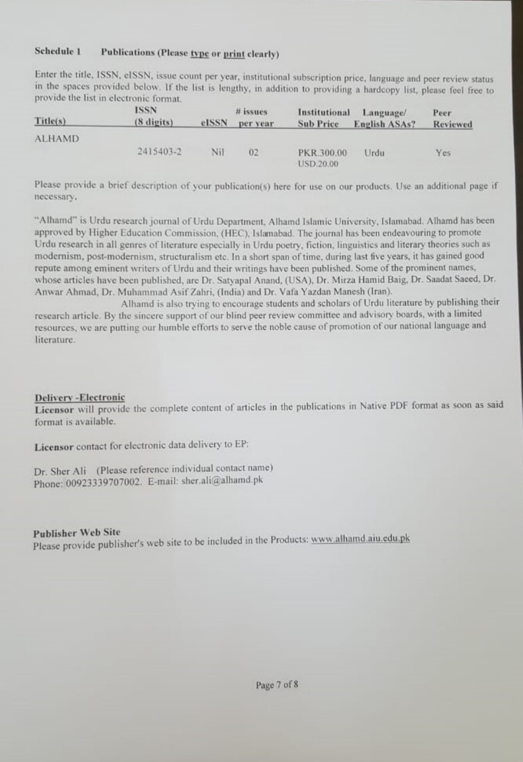**Schedule 1 Publications (Please type or print clearly)**

Enter the title, ISSN, eISSN, issue count per year, institutional subscription price, language and peer review status in the spaces provided below. If the list is lengthy, in addition to providing a hardcopy list, please feel free to provide the list in electronic format.

| Title(s) | ISSN (8 digits) | eISSN | # issues per year | Institutional Sub Price | Language/ English ASAs? | Peer Reviewed |
|---|---|---|---|---|---|---|
| ALHAMD | 2415403-2 | Nil | 02 | PKR.300.00 USD.20.00 | Urdu | Yes |

Please provide a brief description of your publication(s) here for use on our products. Use an additional page if necessary.

"Alhamd" is Urdu research journal of Urdu Department, Alhamd Islamic University, Islamabad. Alhamd has been approved by Higher Education Commission, (HEC), Islamabad. The journal has been endeavouring to promote Urdu research in all genres of literature especially in Urdu poetry, fiction, linguistics and literary theories such as modernism, post-modernism, structuralism etc. In a short span of time, during last five years, it has gained good repute among eminent writers of Urdu and their writings have been published. Some of the prominent names, whose articles have been published, are Dr. Satyapal Anand, (USA), Dr. Mirza Hamid Baig, Dr. Saadat Saeed, Dr. Anwar Ahmad, Dr. Muhammad Asif Zahri, (India) and Dr. Vafa Yazdan Manesh (Iran).

Alhamd is also trying to encourage students and scholars of Urdu literature by publishing their research article. By the sincere support of our blind peer review committee and advisory boards, with a limited resources, we are putting our humble efforts to serve the noble cause of promotion of our national language and literature.

**Delivery -Electronic**

**Licensor** will provide the complete content of articles in the publications in Native PDF format as soon as said format is available.

**Licensor** contact for electronic data delivery to EP:

Dr. Sher Ali (Please reference individual contact name)
Phone: 00923339707002. E-mail: sher.ali@alhamd.pk

**Publisher Web Site**

Please provide publisher's web site to be included in the Products: www.alhamd.aiu.edu.pk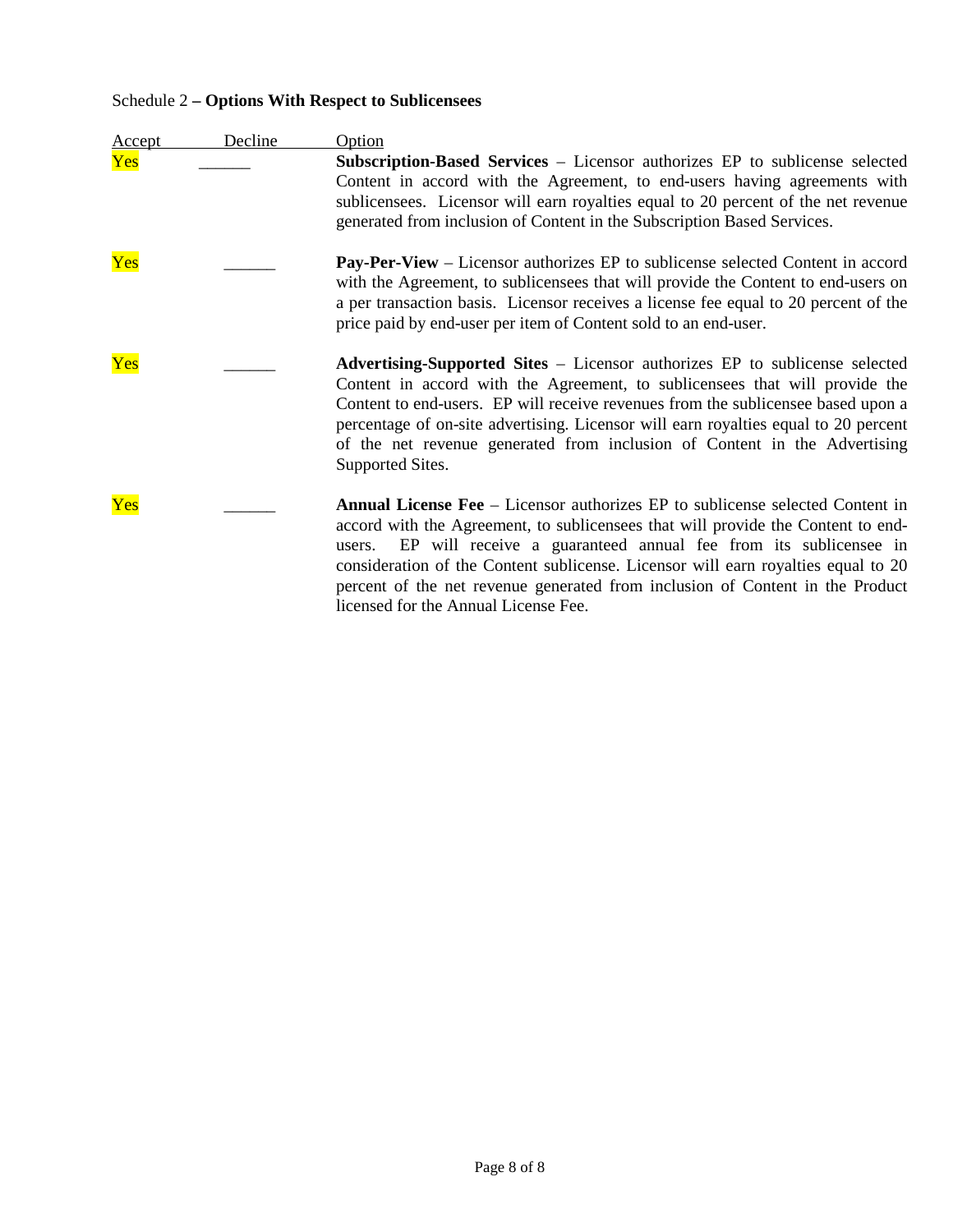Schedule 2 **– Options With Respect to Sublicensees**

| Accept | Decline | Option |
|---|---|---|
| Yes | ______ | **Subscription-Based Services** – Licensor authorizes EP to sublicense selected Content in accord with the Agreement, to end-users having agreements with sublicensees. Licensor will earn royalties equal to 20 percent of the net revenue generated from inclusion of Content in the Subscription Based Services. |
| Yes | ______ | **Pay-Per-View** – Licensor authorizes EP to sublicense selected Content in accord with the Agreement, to sublicensees that will provide the Content to end-users on a per transaction basis. Licensor receives a license fee equal to 20 percent of the price paid by end-user per item of Content sold to an end-user. |
| Yes | ______ | **Advertising-Supported Sites** – Licensor authorizes EP to sublicense selected Content in accord with the Agreement, to sublicensees that will provide the Content to end-users. EP will receive revenues from the sublicensee based upon a percentage of on-site advertising. Licensor will earn royalties equal to 20 percent of the net revenue generated from inclusion of Content in the Advertising Supported Sites. |
| Yes | ______ | **Annual License Fee** – Licensor authorizes EP to sublicense selected Content in accord with the Agreement, to sublicensees that will provide the Content to end-users. EP will receive a guaranteed annual fee from its sublicensee in consideration of the Content sublicense. Licensor will earn royalties equal to 20 percent of the net revenue generated from inclusion of Content in the Product licensed for the Annual License Fee. |